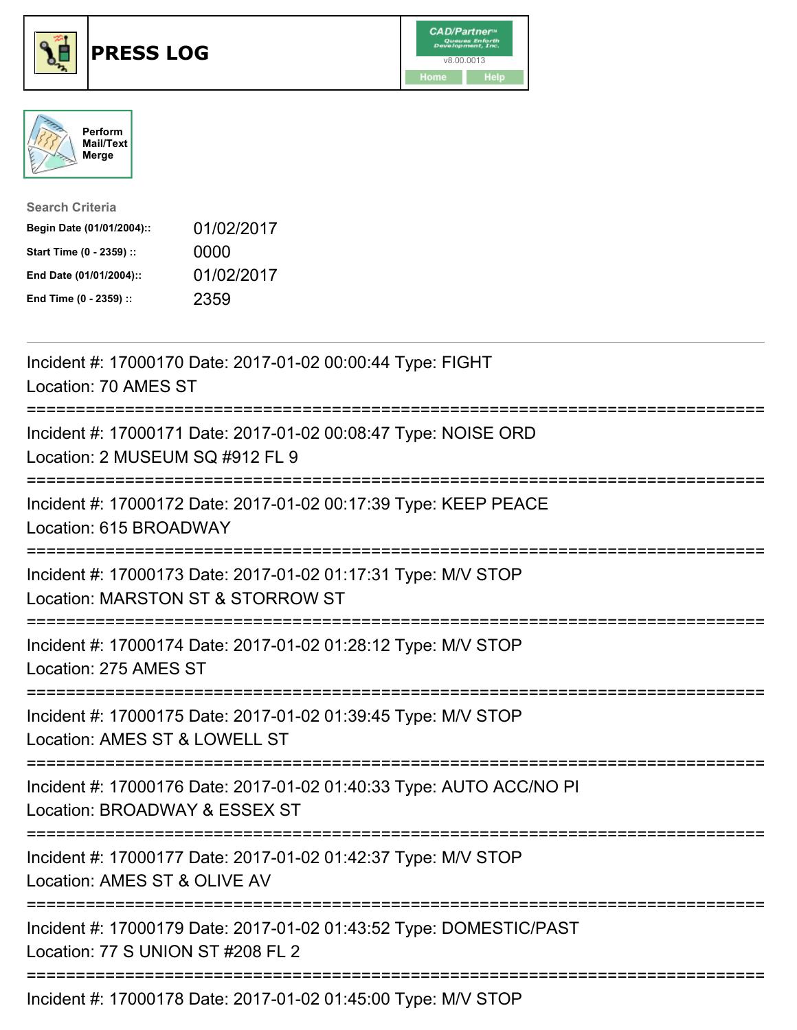# PRESS LOG

CAD/Partner v8.00.0013

Home | Help

Perform Mail/Text Merge

**Search Criteria**

| | |
|---|---|
| **Begin Date (01/01/2004)::** | 01/02/2017 |
| **Start Time (0 - 2359) ::** | 0000 |
| **End Date (01/01/2004)::** | 01/02/2017 |
| **End Time (0 - 2359) ::** | 2359 |

---

Incident #: 17000170 Date: 2017-01-02 00:00:44 Type: FIGHT
Location: 70 AMES ST

===========================================================================

Incident #: 17000171 Date: 2017-01-02 00:08:47 Type: NOISE ORD
Location: 2 MUSEUM SQ #912 FL 9

===========================================================================

Incident #: 17000172 Date: 2017-01-02 00:17:39 Type: KEEP PEACE
Location: 615 BROADWAY

===========================================================================

Incident #: 17000173 Date: 2017-01-02 01:17:31 Type: M/V STOP
Location: MARSTON ST & STORROW ST

===========================================================================

Incident #: 17000174 Date: 2017-01-02 01:28:12 Type: M/V STOP
Location: 275 AMES ST

===========================================================================

Incident #: 17000175 Date: 2017-01-02 01:39:45 Type: M/V STOP
Location: AMES ST & LOWELL ST

===========================================================================

Incident #: 17000176 Date: 2017-01-02 01:40:33 Type: AUTO ACC/NO PI
Location: BROADWAY & ESSEX ST

===========================================================================

Incident #: 17000177 Date: 2017-01-02 01:42:37 Type: M/V STOP
Location: AMES ST & OLIVE AV

===========================================================================

Incident #: 17000179 Date: 2017-01-02 01:43:52 Type: DOMESTIC/PAST
Location: 77 S UNION ST #208 FL 2

===========================================================================

Incident #: 17000178 Date: 2017-01-02 01:45:00 Type: M/V STOP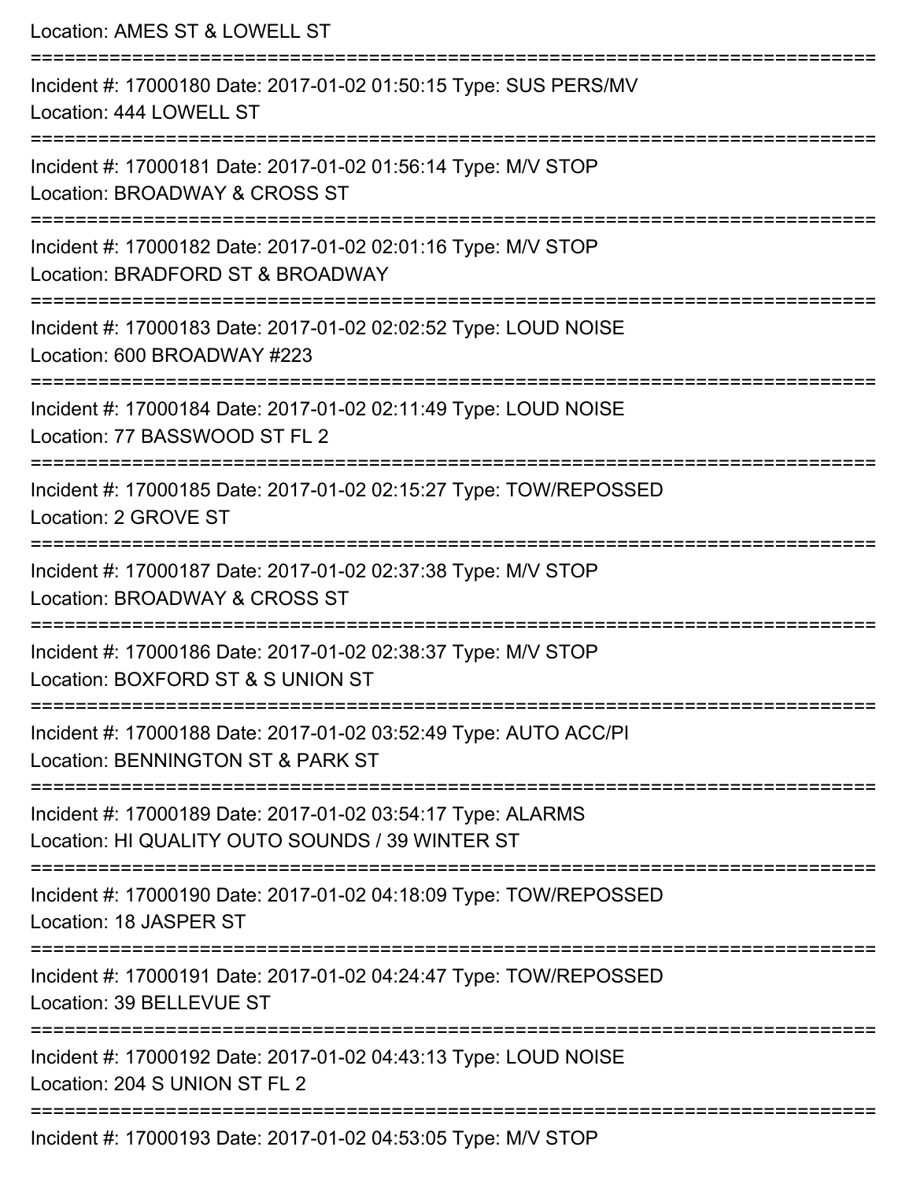Location: AMES ST & LOWELL ST

===========================================================================

Incident #: 17000180 Date: 2017-01-02 01:50:15 Type: SUS PERS/MV

Location: 444 LOWELL ST

===========================================================================

Incident #: 17000181 Date: 2017-01-02 01:56:14 Type: M/V STOP

Location: BROADWAY & CROSS ST

===========================================================================

Incident #: 17000182 Date: 2017-01-02 02:01:16 Type: M/V STOP

Location: BRADFORD ST & BROADWAY

===========================================================================

Incident #: 17000183 Date: 2017-01-02 02:02:52 Type: LOUD NOISE

Location: 600 BROADWAY #223

===========================================================================

Incident #: 17000184 Date: 2017-01-02 02:11:49 Type: LOUD NOISE

Location: 77 BASSWOOD ST FL 2

===========================================================================

Incident #: 17000185 Date: 2017-01-02 02:15:27 Type: TOW/REPOSSED

Location: 2 GROVE ST

===========================================================================

Incident #: 17000187 Date: 2017-01-02 02:37:38 Type: M/V STOP

Location: BROADWAY & CROSS ST

===========================================================================

Incident #: 17000186 Date: 2017-01-02 02:38:37 Type: M/V STOP

Location: BOXFORD ST & S UNION ST

===========================================================================

Incident #: 17000188 Date: 2017-01-02 03:52:49 Type: AUTO ACC/PI

Location: BENNINGTON ST & PARK ST

===========================================================================

Incident #: 17000189 Date: 2017-01-02 03:54:17 Type: ALARMS

Location: HI QUALITY OUTO SOUNDS / 39 WINTER ST

===========================================================================

Incident #: 17000190 Date: 2017-01-02 04:18:09 Type: TOW/REPOSSED

Location: 18 JASPER ST

===========================================================================

Incident #: 17000191 Date: 2017-01-02 04:24:47 Type: TOW/REPOSSED

Location: 39 BELLEVUE ST

===========================================================================

Incident #: 17000192 Date: 2017-01-02 04:43:13 Type: LOUD NOISE

Location: 204 S UNION ST FL 2

===========================================================================

Incident #: 17000193 Date: 2017-01-02 04:53:05 Type: M/V STOP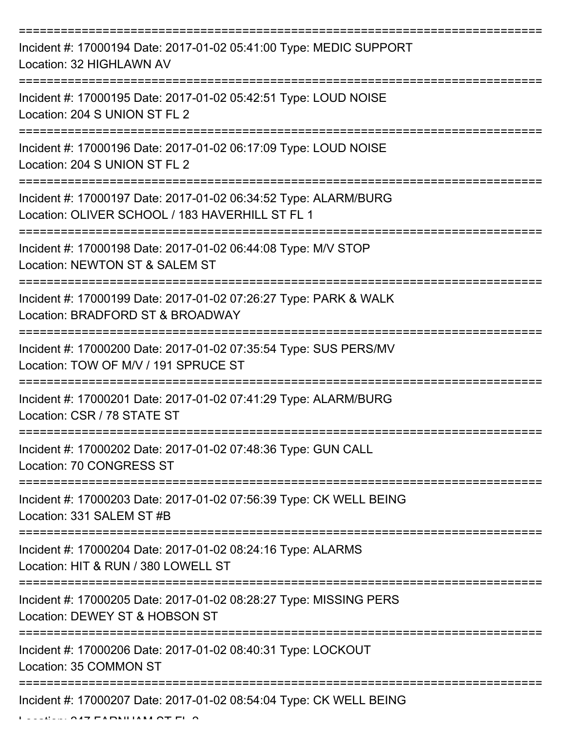===========================================================================

Incident #: 17000194 Date: 2017-01-02 05:41:00 Type: MEDIC SUPPORT
Location: 32 HIGHLAWN AV

===========================================================================

Incident #: 17000195 Date: 2017-01-02 05:42:51 Type: LOUD NOISE
Location: 204 S UNION ST FL 2

===========================================================================

Incident #: 17000196 Date: 2017-01-02 06:17:09 Type: LOUD NOISE
Location: 204 S UNION ST FL 2

===========================================================================

Incident #: 17000197 Date: 2017-01-02 06:34:52 Type: ALARM/BURG
Location: OLIVER SCHOOL / 183 HAVERHILL ST FL 1

===========================================================================

Incident #: 17000198 Date: 2017-01-02 06:44:08 Type: M/V STOP
Location: NEWTON ST & SALEM ST

===========================================================================

Incident #: 17000199 Date: 2017-01-02 07:26:27 Type: PARK & WALK
Location: BRADFORD ST & BROADWAY

===========================================================================

Incident #: 17000200 Date: 2017-01-02 07:35:54 Type: SUS PERS/MV
Location: TOW OF M/V / 191 SPRUCE ST

===========================================================================

Incident #: 17000201 Date: 2017-01-02 07:41:29 Type: ALARM/BURG
Location: CSR / 78 STATE ST

===========================================================================

Incident #: 17000202 Date: 2017-01-02 07:48:36 Type: GUN CALL
Location: 70 CONGRESS ST

===========================================================================

Incident #: 17000203 Date: 2017-01-02 07:56:39 Type: CK WELL BEING
Location: 331 SALEM ST #B

===========================================================================

Incident #: 17000204 Date: 2017-01-02 08:24:16 Type: ALARMS
Location: HIT & RUN / 380 LOWELL ST

===========================================================================

Incident #: 17000205 Date: 2017-01-02 08:28:27 Type: MISSING PERS
Location: DEWEY ST & HOBSON ST

===========================================================================

Incident #: 17000206 Date: 2017-01-02 08:40:31 Type: LOCKOUT
Location: 35 COMMON ST

===========================================================================

Incident #: 17000207 Date: 2017-01-02 08:54:04 Type: CK WELL BEING
Location: 247 FARNHAM ST FL 2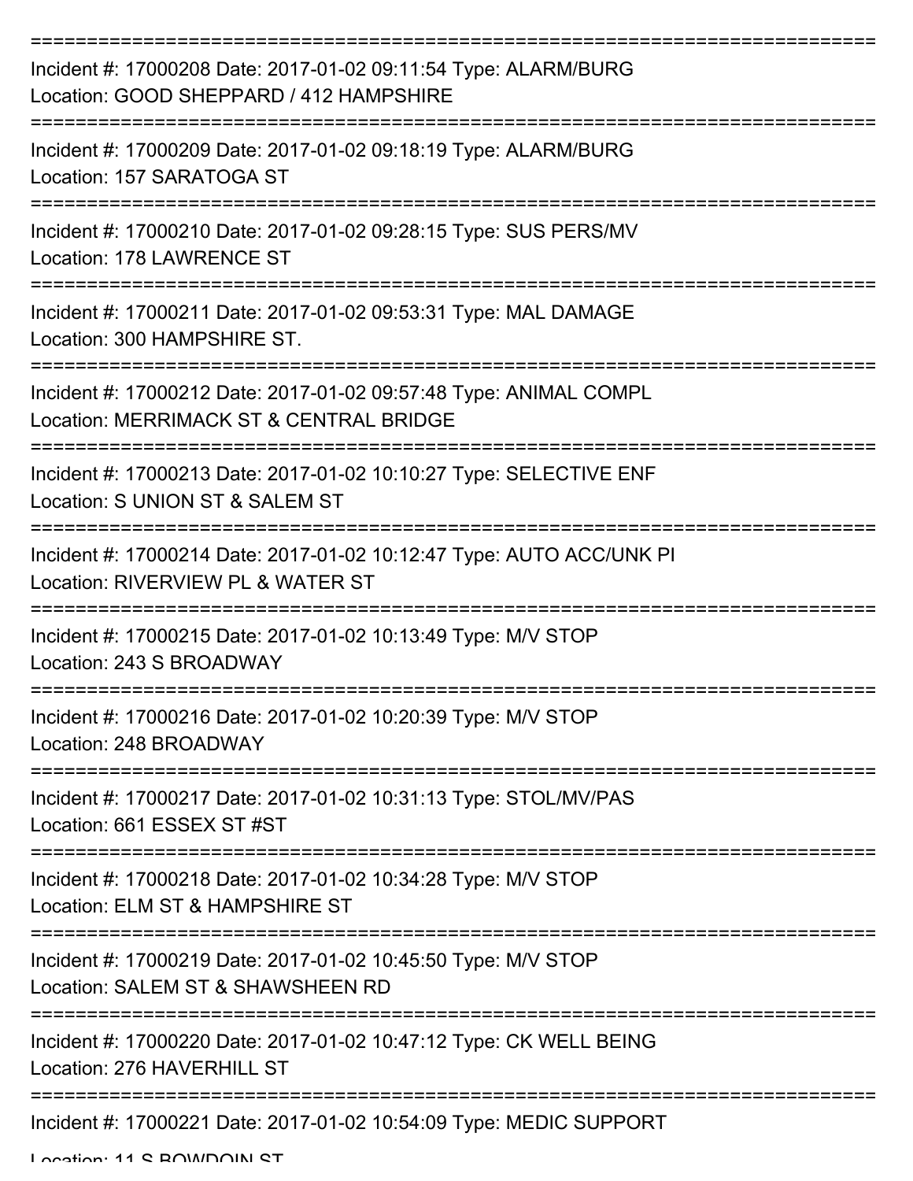===========================================================================

Incident #: 17000208 Date: 2017-01-02 09:11:54 Type: ALARM/BURG
Location: GOOD SHEPPARD / 412 HAMPSHIRE

===========================================================================

Incident #: 17000209 Date: 2017-01-02 09:18:19 Type: ALARM/BURG
Location: 157 SARATOGA ST

===========================================================================

Incident #: 17000210 Date: 2017-01-02 09:28:15 Type: SUS PERS/MV
Location: 178 LAWRENCE ST

===========================================================================

Incident #: 17000211 Date: 2017-01-02 09:53:31 Type: MAL DAMAGE
Location: 300 HAMPSHIRE ST.

===========================================================================

Incident #: 17000212 Date: 2017-01-02 09:57:48 Type: ANIMAL COMPL
Location: MERRIMACK ST & CENTRAL BRIDGE

===========================================================================

Incident #: 17000213 Date: 2017-01-02 10:10:27 Type: SELECTIVE ENF
Location: S UNION ST & SALEM ST

===========================================================================

Incident #: 17000214 Date: 2017-01-02 10:12:47 Type: AUTO ACC/UNK PI
Location: RIVERVIEW PL & WATER ST

===========================================================================

Incident #: 17000215 Date: 2017-01-02 10:13:49 Type: M/V STOP
Location: 243 S BROADWAY

===========================================================================

Incident #: 17000216 Date: 2017-01-02 10:20:39 Type: M/V STOP
Location: 248 BROADWAY

===========================================================================

Incident #: 17000217 Date: 2017-01-02 10:31:13 Type: STOL/MV/PAS
Location: 661 ESSEX ST #ST

===========================================================================

Incident #: 17000218 Date: 2017-01-02 10:34:28 Type: M/V STOP
Location: ELM ST & HAMPSHIRE ST

===========================================================================

Incident #: 17000219 Date: 2017-01-02 10:45:50 Type: M/V STOP
Location: SALEM ST & SHAWSHEEN RD

===========================================================================

Incident #: 17000220 Date: 2017-01-02 10:47:12 Type: CK WELL BEING
Location: 276 HAVERHILL ST

===========================================================================

Incident #: 17000221 Date: 2017-01-02 10:54:09 Type: MEDIC SUPPORT
Location: 11 S BOWDOIN ST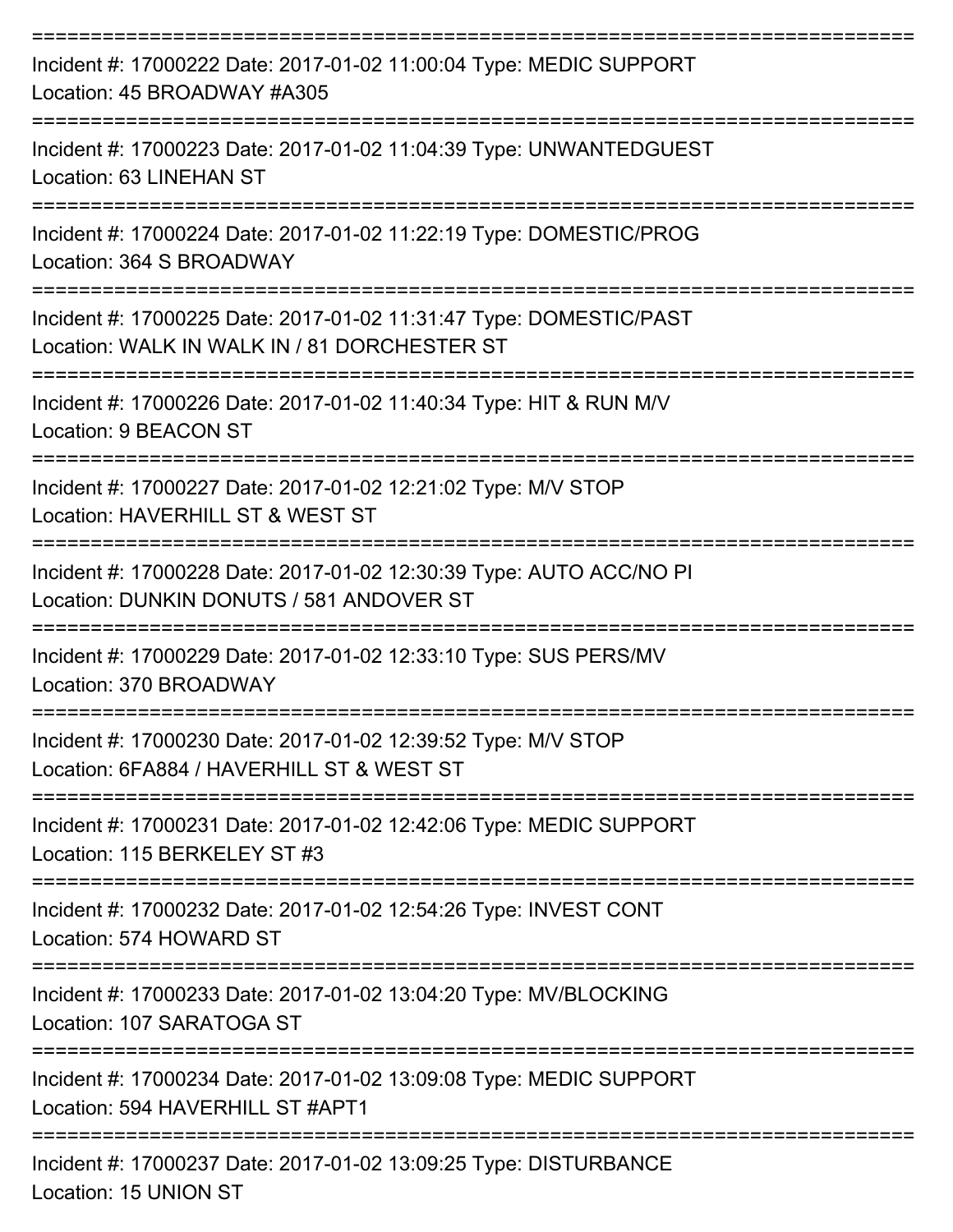===========================================================================
Incident #: 17000222 Date: 2017-01-02 11:00:04 Type: MEDIC SUPPORT
Location: 45 BROADWAY #A305
===========================================================================
Incident #: 17000223 Date: 2017-01-02 11:04:39 Type: UNWANTEDGUEST
Location: 63 LINEHAN ST
===========================================================================
Incident #: 17000224 Date: 2017-01-02 11:22:19 Type: DOMESTIC/PROG
Location: 364 S BROADWAY
===========================================================================
Incident #: 17000225 Date: 2017-01-02 11:31:47 Type: DOMESTIC/PAST
Location: WALK IN WALK IN / 81 DORCHESTER ST
===========================================================================
Incident #: 17000226 Date: 2017-01-02 11:40:34 Type: HIT & RUN M/V
Location: 9 BEACON ST
===========================================================================
Incident #: 17000227 Date: 2017-01-02 12:21:02 Type: M/V STOP
Location: HAVERHILL ST & WEST ST
===========================================================================
Incident #: 17000228 Date: 2017-01-02 12:30:39 Type: AUTO ACC/NO PI
Location: DUNKIN DONUTS / 581 ANDOVER ST
===========================================================================
Incident #: 17000229 Date: 2017-01-02 12:33:10 Type: SUS PERS/MV
Location: 370 BROADWAY
===========================================================================
Incident #: 17000230 Date: 2017-01-02 12:39:52 Type: M/V STOP
Location: 6FA884 / HAVERHILL ST & WEST ST
===========================================================================
Incident #: 17000231 Date: 2017-01-02 12:42:06 Type: MEDIC SUPPORT
Location: 115 BERKELEY ST #3
===========================================================================
Incident #: 17000232 Date: 2017-01-02 12:54:26 Type: INVEST CONT
Location: 574 HOWARD ST
===========================================================================
Incident #: 17000233 Date: 2017-01-02 13:04:20 Type: MV/BLOCKING
Location: 107 SARATOGA ST
===========================================================================
Incident #: 17000234 Date: 2017-01-02 13:09:08 Type: MEDIC SUPPORT
Location: 594 HAVERHILL ST #APT1
===========================================================================
Incident #: 17000237 Date: 2017-01-02 13:09:25 Type: DISTURBANCE
Location: 15 UNION ST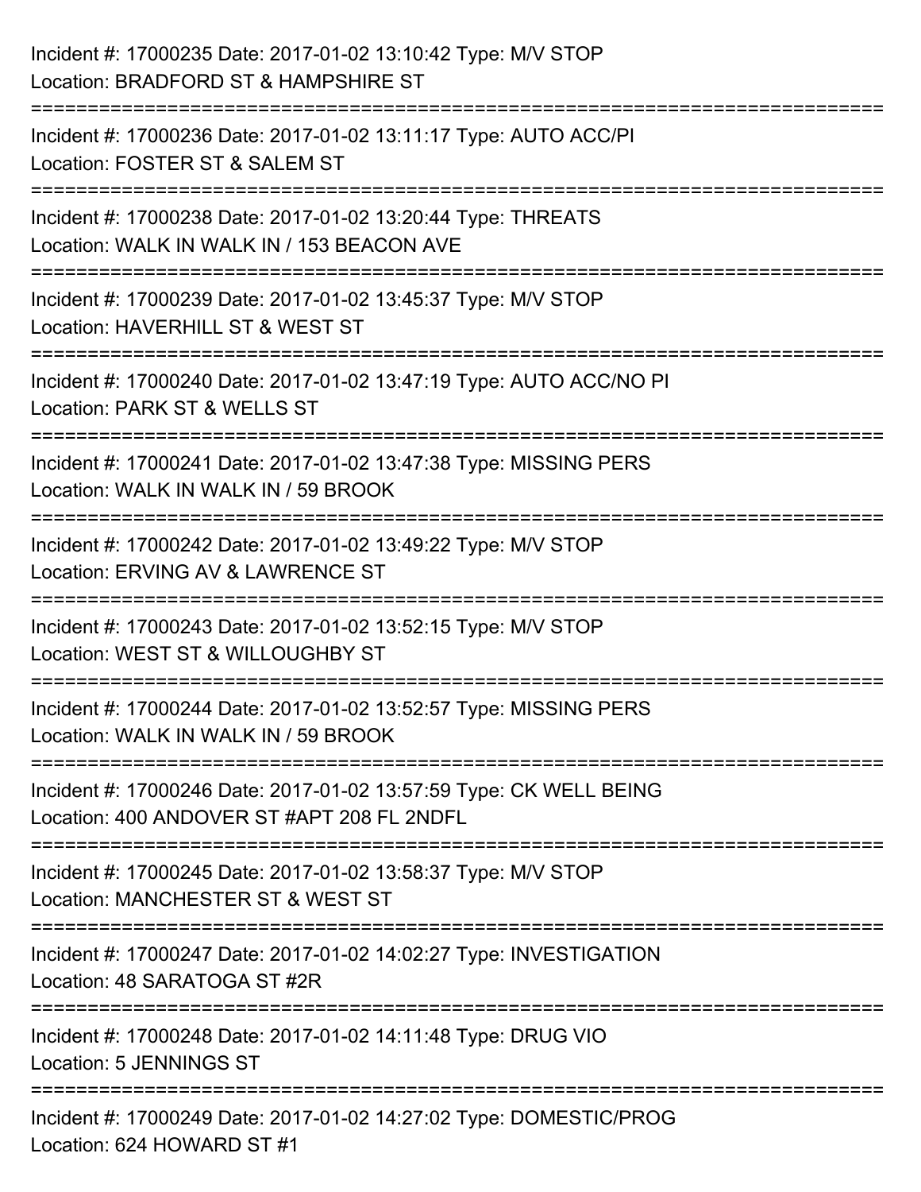Incident #: 17000235 Date: 2017-01-02 13:10:42 Type: M/V STOP
Location: BRADFORD ST & HAMPSHIRE ST

===========================================================================

Incident #: 17000236 Date: 2017-01-02 13:11:17 Type: AUTO ACC/PI
Location: FOSTER ST & SALEM ST

===========================================================================

Incident #: 17000238 Date: 2017-01-02 13:20:44 Type: THREATS
Location: WALK IN WALK IN / 153 BEACON AVE

===========================================================================

Incident #: 17000239 Date: 2017-01-02 13:45:37 Type: M/V STOP
Location: HAVERHILL ST & WEST ST

===========================================================================

Incident #: 17000240 Date: 2017-01-02 13:47:19 Type: AUTO ACC/NO PI
Location: PARK ST & WELLS ST

===========================================================================

Incident #: 17000241 Date: 2017-01-02 13:47:38 Type: MISSING PERS
Location: WALK IN WALK IN / 59 BROOK

===========================================================================

Incident #: 17000242 Date: 2017-01-02 13:49:22 Type: M/V STOP
Location: ERVING AV & LAWRENCE ST

===========================================================================

Incident #: 17000243 Date: 2017-01-02 13:52:15 Type: M/V STOP
Location: WEST ST & WILLOUGHBY ST

===========================================================================

Incident #: 17000244 Date: 2017-01-02 13:52:57 Type: MISSING PERS
Location: WALK IN WALK IN / 59 BROOK

===========================================================================

Incident #: 17000246 Date: 2017-01-02 13:57:59 Type: CK WELL BEING
Location: 400 ANDOVER ST #APT 208 FL 2NDFL

===========================================================================

Incident #: 17000245 Date: 2017-01-02 13:58:37 Type: M/V STOP
Location: MANCHESTER ST & WEST ST

===========================================================================

Incident #: 17000247 Date: 2017-01-02 14:02:27 Type: INVESTIGATION
Location: 48 SARATOGA ST #2R

===========================================================================

Incident #: 17000248 Date: 2017-01-02 14:11:48 Type: DRUG VIO
Location: 5 JENNINGS ST

===========================================================================

Incident #: 17000249 Date: 2017-01-02 14:27:02 Type: DOMESTIC/PROG
Location: 624 HOWARD ST #1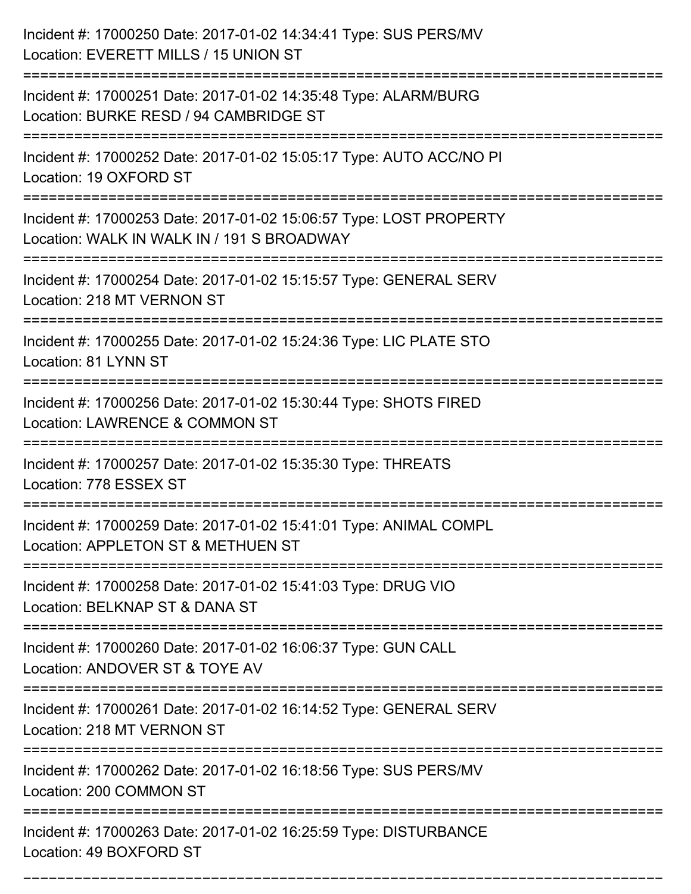Incident #: 17000250 Date: 2017-01-02 14:34:41 Type: SUS PERS/MV
Location: EVERETT MILLS / 15 UNION ST

===========================================================================

Incident #: 17000251 Date: 2017-01-02 14:35:48 Type: ALARM/BURG
Location: BURKE RESD / 94 CAMBRIDGE ST

===========================================================================

Incident #: 17000252 Date: 2017-01-02 15:05:17 Type: AUTO ACC/NO PI
Location: 19 OXFORD ST

===========================================================================

Incident #: 17000253 Date: 2017-01-02 15:06:57 Type: LOST PROPERTY
Location: WALK IN WALK IN / 191 S BROADWAY

===========================================================================

Incident #: 17000254 Date: 2017-01-02 15:15:57 Type: GENERAL SERV
Location: 218 MT VERNON ST

===========================================================================

Incident #: 17000255 Date: 2017-01-02 15:24:36 Type: LIC PLATE STO
Location: 81 LYNN ST

===========================================================================

Incident #: 17000256 Date: 2017-01-02 15:30:44 Type: SHOTS FIRED
Location: LAWRENCE & COMMON ST

===========================================================================

Incident #: 17000257 Date: 2017-01-02 15:35:30 Type: THREATS
Location: 778 ESSEX ST

===========================================================================

Incident #: 17000259 Date: 2017-01-02 15:41:01 Type: ANIMAL COMPL
Location: APPLETON ST & METHUEN ST

===========================================================================

Incident #: 17000258 Date: 2017-01-02 15:41:03 Type: DRUG VIO
Location: BELKNAP ST & DANA ST

===========================================================================

Incident #: 17000260 Date: 2017-01-02 16:06:37 Type: GUN CALL
Location: ANDOVER ST & TOYE AV

===========================================================================

Incident #: 17000261 Date: 2017-01-02 16:14:52 Type: GENERAL SERV
Location: 218 MT VERNON ST

===========================================================================

Incident #: 17000262 Date: 2017-01-02 16:18:56 Type: SUS PERS/MV
Location: 200 COMMON ST

===========================================================================

Incident #: 17000263 Date: 2017-01-02 16:25:59 Type: DISTURBANCE
Location: 49 BOXFORD ST

===========================================================================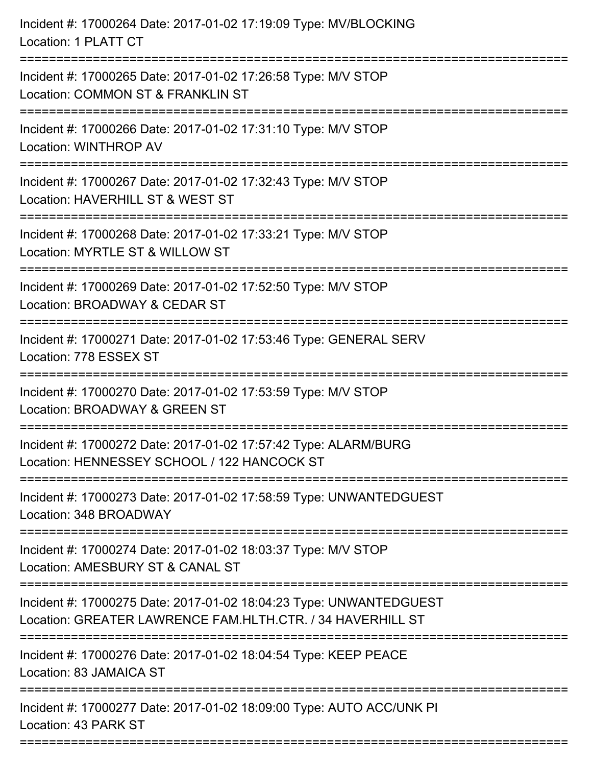Incident #: 17000264 Date: 2017-01-02 17:19:09 Type: MV/BLOCKING
Location: 1 PLATT CT

===========================================================================

Incident #: 17000265 Date: 2017-01-02 17:26:58 Type: M/V STOP
Location: COMMON ST & FRANKLIN ST

===========================================================================

Incident #: 17000266 Date: 2017-01-02 17:31:10 Type: M/V STOP
Location: WINTHROP AV

===========================================================================

Incident #: 17000267 Date: 2017-01-02 17:32:43 Type: M/V STOP
Location: HAVERHILL ST & WEST ST

===========================================================================

Incident #: 17000268 Date: 2017-01-02 17:33:21 Type: M/V STOP
Location: MYRTLE ST & WILLOW ST

===========================================================================

Incident #: 17000269 Date: 2017-01-02 17:52:50 Type: M/V STOP
Location: BROADWAY & CEDAR ST

===========================================================================

Incident #: 17000271 Date: 2017-01-02 17:53:46 Type: GENERAL SERV
Location: 778 ESSEX ST

===========================================================================

Incident #: 17000270 Date: 2017-01-02 17:53:59 Type: M/V STOP
Location: BROADWAY & GREEN ST

===========================================================================

Incident #: 17000272 Date: 2017-01-02 17:57:42 Type: ALARM/BURG
Location: HENNESSEY SCHOOL / 122 HANCOCK ST

===========================================================================

Incident #: 17000273 Date: 2017-01-02 17:58:59 Type: UNWANTEDGUEST
Location: 348 BROADWAY

===========================================================================

Incident #: 17000274 Date: 2017-01-02 18:03:37 Type: M/V STOP
Location: AMESBURY ST & CANAL ST

===========================================================================

Incident #: 17000275 Date: 2017-01-02 18:04:23 Type: UNWANTEDGUEST
Location: GREATER LAWRENCE FAM.HLTH.CTR. / 34 HAVERHILL ST

===========================================================================

Incident #: 17000276 Date: 2017-01-02 18:04:54 Type: KEEP PEACE
Location: 83 JAMAICA ST

===========================================================================

Incident #: 17000277 Date: 2017-01-02 18:09:00 Type: AUTO ACC/UNK PI
Location: 43 PARK ST

===========================================================================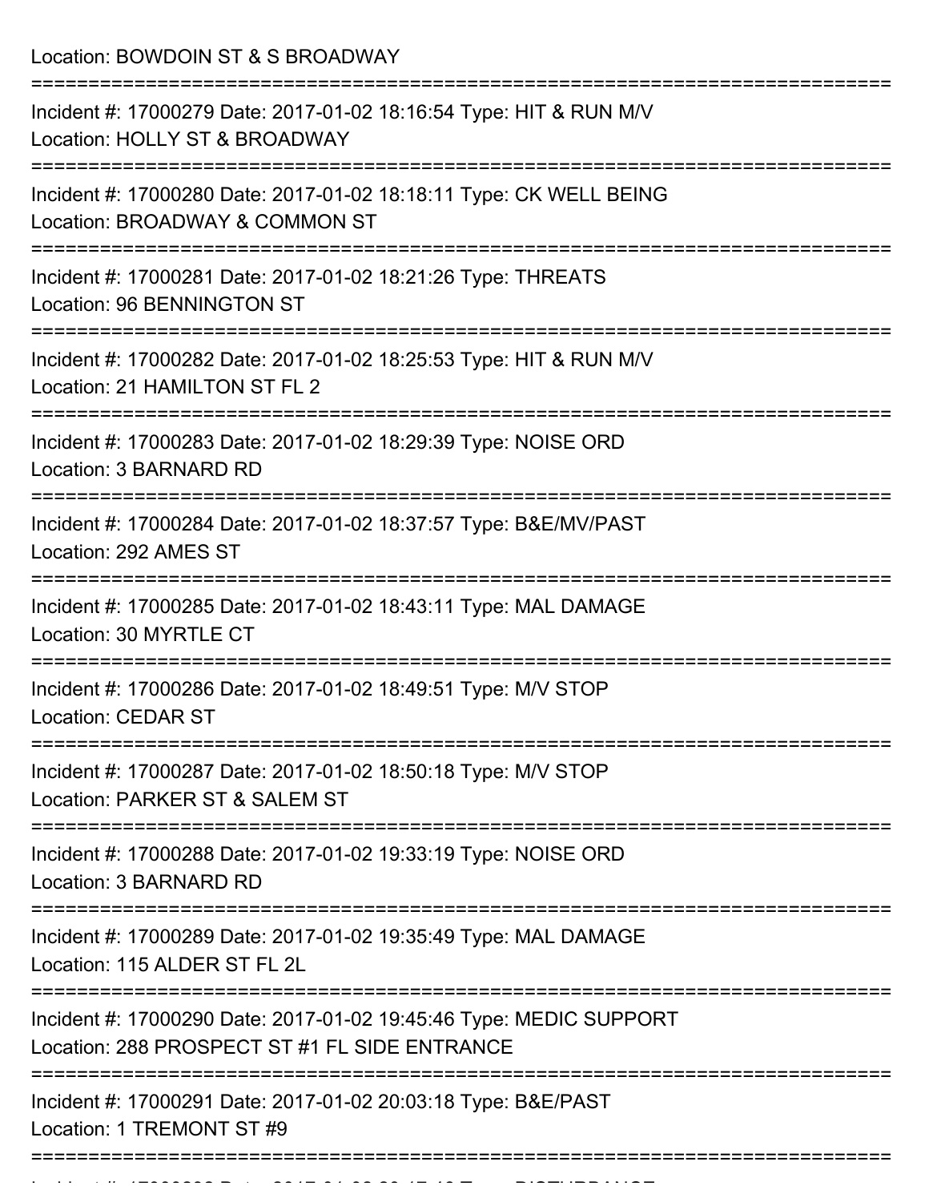Location: BOWDOIN ST & S BROADWAY

===========================================================================

Incident #: 17000279 Date: 2017-01-02 18:16:54 Type: HIT & RUN M/V
Location: HOLLY ST & BROADWAY

===========================================================================

Incident #: 17000280 Date: 2017-01-02 18:18:11 Type: CK WELL BEING
Location: BROADWAY & COMMON ST

===========================================================================

Incident #: 17000281 Date: 2017-01-02 18:21:26 Type: THREATS
Location: 96 BENNINGTON ST

===========================================================================

Incident #: 17000282 Date: 2017-01-02 18:25:53 Type: HIT & RUN M/V
Location: 21 HAMILTON ST FL 2

===========================================================================

Incident #: 17000283 Date: 2017-01-02 18:29:39 Type: NOISE ORD
Location: 3 BARNARD RD

===========================================================================

Incident #: 17000284 Date: 2017-01-02 18:37:57 Type: B&E/MV/PAST
Location: 292 AMES ST

===========================================================================

Incident #: 17000285 Date: 2017-01-02 18:43:11 Type: MAL DAMAGE
Location: 30 MYRTLE CT

===========================================================================

Incident #: 17000286 Date: 2017-01-02 18:49:51 Type: M/V STOP
Location: CEDAR ST

===========================================================================

Incident #: 17000287 Date: 2017-01-02 18:50:18 Type: M/V STOP
Location: PARKER ST & SALEM ST

===========================================================================

Incident #: 17000288 Date: 2017-01-02 19:33:19 Type: NOISE ORD
Location: 3 BARNARD RD

===========================================================================

Incident #: 17000289 Date: 2017-01-02 19:35:49 Type: MAL DAMAGE
Location: 115 ALDER ST FL 2L

===========================================================================

Incident #: 17000290 Date: 2017-01-02 19:45:46 Type: MEDIC SUPPORT
Location: 288 PROSPECT ST #1 FL SIDE ENTRANCE

===========================================================================

Incident #: 17000291 Date: 2017-01-02 20:03:18 Type: B&E/PAST
Location: 1 TREMONT ST #9

===========================================================================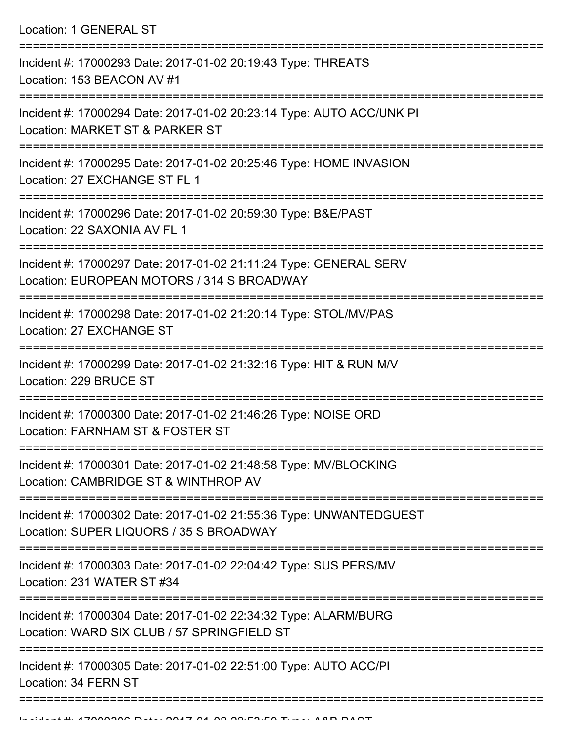Location: 1 GENERAL ST

===========================================================================

Incident #: 17000293 Date: 2017-01-02 20:19:43 Type: THREATS
Location: 153 BEACON AV #1

===========================================================================

Incident #: 17000294 Date: 2017-01-02 20:23:14 Type: AUTO ACC/UNK PI
Location: MARKET ST & PARKER ST

===========================================================================

Incident #: 17000295 Date: 2017-01-02 20:25:46 Type: HOME INVASION
Location: 27 EXCHANGE ST FL 1

===========================================================================

Incident #: 17000296 Date: 2017-01-02 20:59:30 Type: B&E/PAST
Location: 22 SAXONIA AV FL 1

===========================================================================

Incident #: 17000297 Date: 2017-01-02 21:11:24 Type: GENERAL SERV
Location: EUROPEAN MOTORS / 314 S BROADWAY

===========================================================================

Incident #: 17000298 Date: 2017-01-02 21:20:14 Type: STOL/MV/PAS
Location: 27 EXCHANGE ST

===========================================================================

Incident #: 17000299 Date: 2017-01-02 21:32:16 Type: HIT & RUN M/V
Location: 229 BRUCE ST

===========================================================================

Incident #: 17000300 Date: 2017-01-02 21:46:26 Type: NOISE ORD
Location: FARNHAM ST & FOSTER ST

===========================================================================

Incident #: 17000301 Date: 2017-01-02 21:48:58 Type: MV/BLOCKING
Location: CAMBRIDGE ST & WINTHROP AV

===========================================================================

Incident #: 17000302 Date: 2017-01-02 21:55:36 Type: UNWANTEDGUEST
Location: SUPER LIQUORS / 35 S BROADWAY

===========================================================================

Incident #: 17000303 Date: 2017-01-02 22:04:42 Type: SUS PERS/MV
Location: 231 WATER ST #34

===========================================================================

Incident #: 17000304 Date: 2017-01-02 22:34:32 Type: ALARM/BURG
Location: WARD SIX CLUB / 57 SPRINGFIELD ST

===========================================================================

Incident #: 17000305 Date: 2017-01-02 22:51:00 Type: AUTO ACC/PI
Location: 34 FERN ST

===========================================================================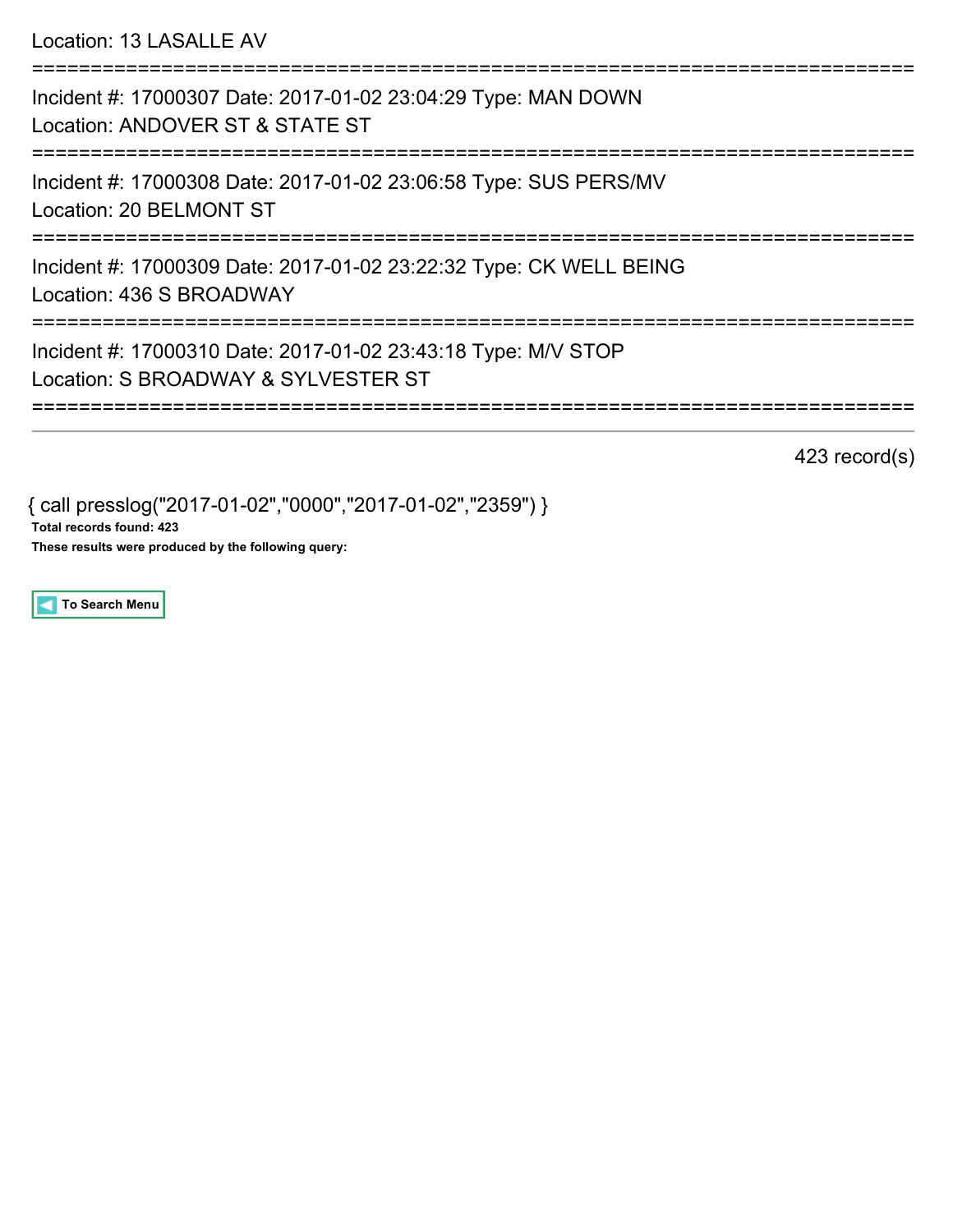Location: 13 LASALLE AV

===========================================================================

Incident #: 17000307 Date: 2017-01-02 23:04:29 Type: MAN DOWN

Location: ANDOVER ST & STATE ST

===========================================================================

Incident #: 17000308 Date: 2017-01-02 23:06:58 Type: SUS PERS/MV

Location: 20 BELMONT ST

===========================================================================

Incident #: 17000309 Date: 2017-01-02 23:22:32 Type: CK WELL BEING

Location: 436 S BROADWAY

===========================================================================

Incident #: 17000310 Date: 2017-01-02 23:43:18 Type: M/V STOP

Location: S BROADWAY & SYLVESTER ST

===========================================================================

423 record(s)

{ call presslog("2017-01-02","0000","2017-01-02","2359") }

**Total records found: 423**

**These results were produced by the following query:**

To Search Menu